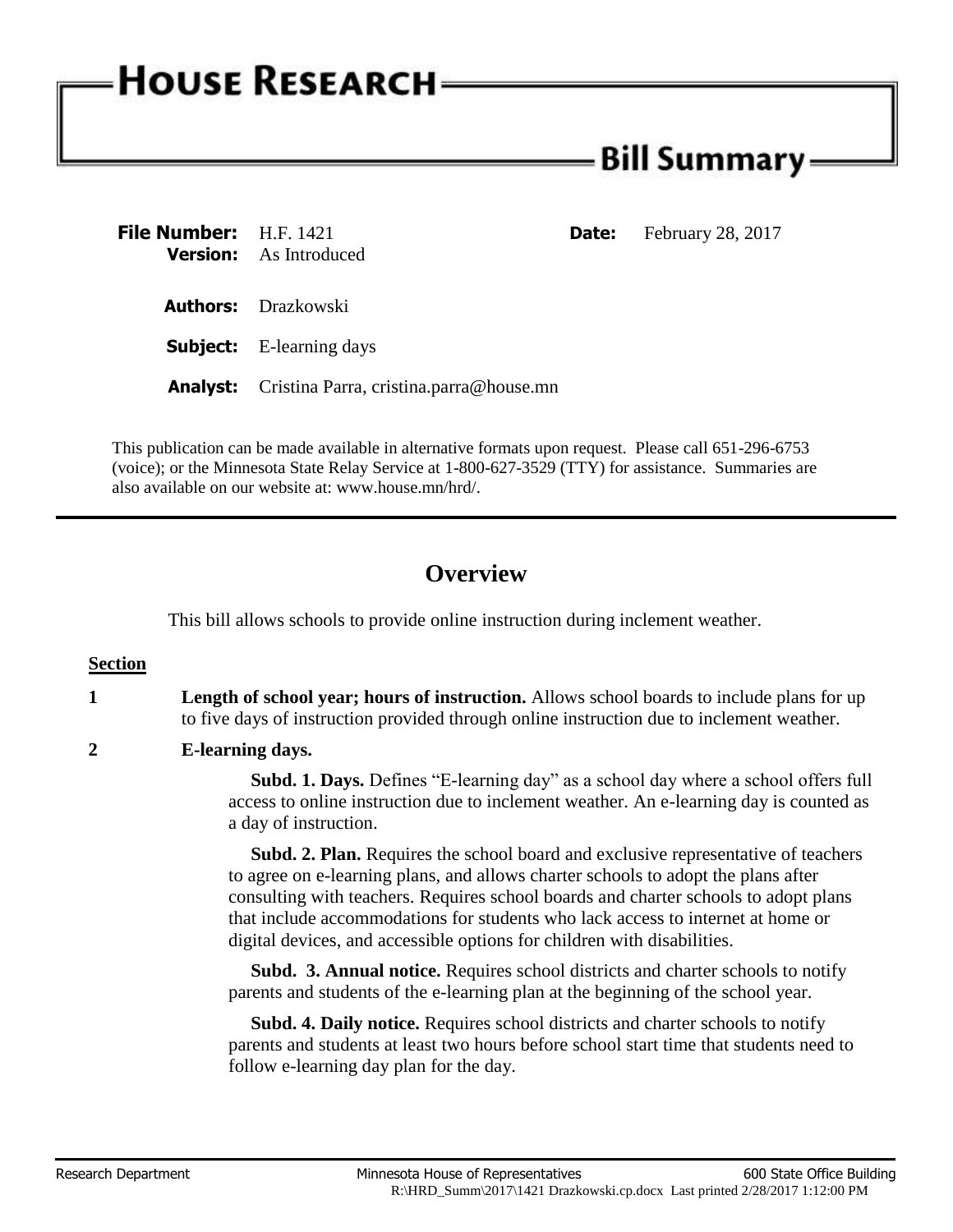# House Research

## Bill Summary

**File Number:** H.F. 1421
**Version:** As Introduced
**Date:** February 28, 2017

**Authors:** Drazkowski

**Subject:** E-learning days

**Analyst:** Cristina Parra, cristina.parra@house.mn

This publication can be made available in alternative formats upon request. Please call 651-296-6753 (voice); or the Minnesota State Relay Service at 1-800-627-3529 (TTY) for assistance. Summaries are also available on our website at: www.house.mn/hrd/.

## Overview

This bill allows schools to provide online instruction during inclement weather.

**Section**

**1** **Length of school year; hours of instruction.** Allows school boards to include plans for up to five days of instruction provided through online instruction due to inclement weather.

**2** **E-learning days.**

**Subd. 1. Days.** Defines "E-learning day" as a school day where a school offers full access to online instruction due to inclement weather. An e-learning day is counted as a day of instruction.

**Subd. 2. Plan.** Requires the school board and exclusive representative of teachers to agree on e-learning plans, and allows charter schools to adopt the plans after consulting with teachers. Requires school boards and charter schools to adopt plans that include accommodations for students who lack access to internet at home or digital devices, and accessible options for children with disabilities.

**Subd. 3. Annual notice.** Requires school districts and charter schools to notify parents and students of the e-learning plan at the beginning of the school year.

**Subd. 4. Daily notice.** Requires school districts and charter schools to notify parents and students at least two hours before school start time that students need to follow e-learning day plan for the day.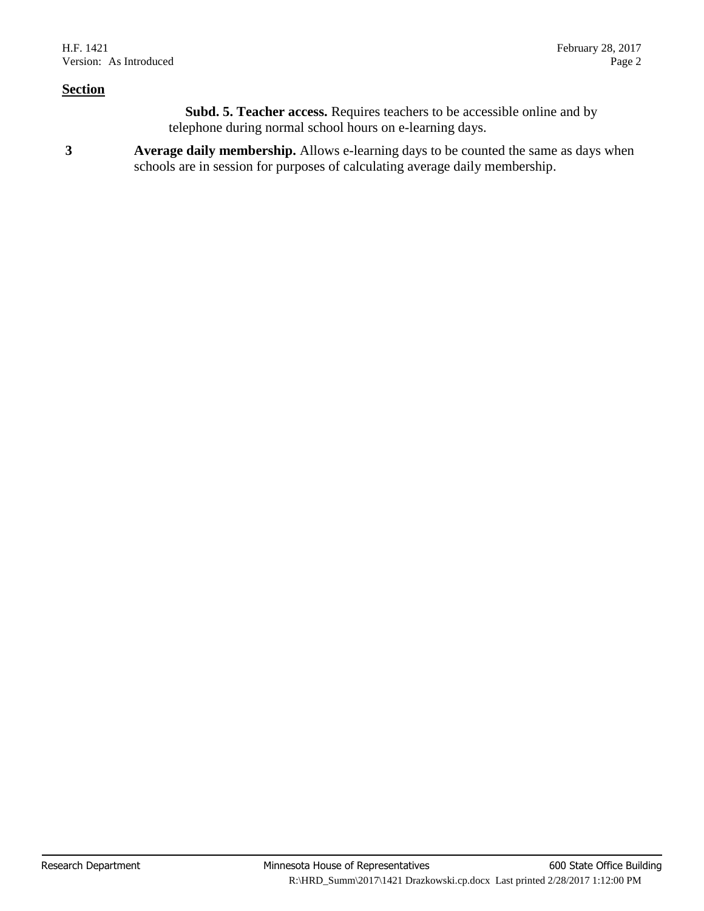**Section**

**Subd. 5. Teacher access.** Requires teachers to be accessible online and by telephone during normal school hours on e-learning days.

**3** **Average daily membership.** Allows e-learning days to be counted the same as days when schools are in session for purposes of calculating average daily membership.